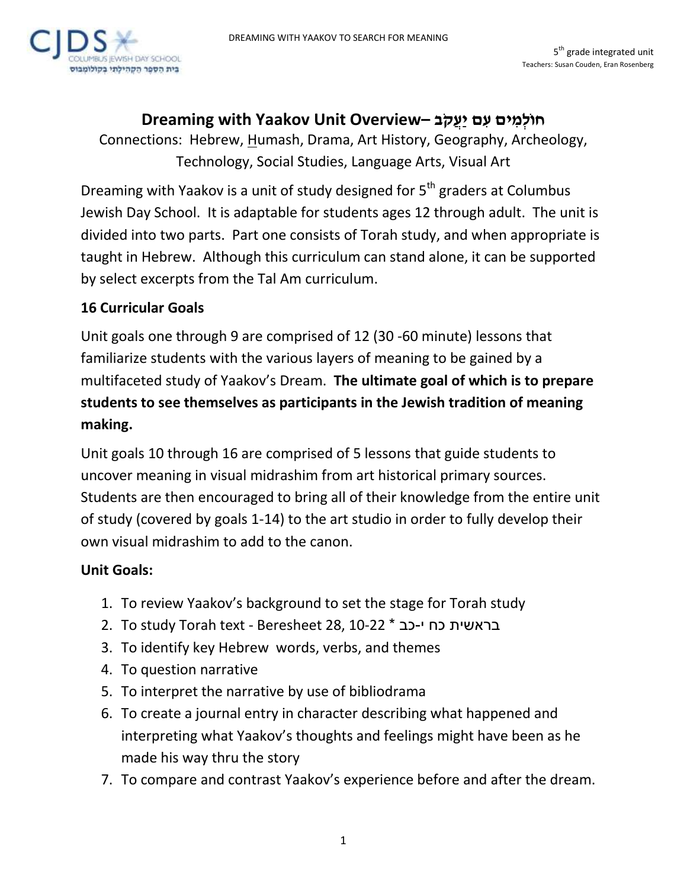# Dreaming with Yaakov Unit Overview– חוֹלְמִים עִם יַעֲקֹב

Connections: Hebrew, Humash, Drama, Art History, Geography, Archeology, Technology, Social Studies, Language Arts, Visual Art

Dreaming with Yaakov is a unit of study designed for 5th graders at Columbus Jewish Day School. It is adaptable for students ages 12 through adult. The unit is divided into two parts. Part one consists of Torah study, and when appropriate is taught in Hebrew. Although this curriculum can stand alone, it can be supported by select excerpts from the Tal Am curriculum.

**16 Curricular Goals**

Unit goals one through 9 are comprised of 12 (30 -60 minute) lessons that familiarize students with the various layers of meaning to be gained by a multifaceted study of Yaakov's Dream. **The ultimate goal of which is to prepare students to see themselves as participants in the Jewish tradition of meaning making.**

Unit goals 10 through 16 are comprised of 5 lessons that guide students to uncover meaning in visual midrashim from art historical primary sources. Students are then encouraged to bring all of their knowledge from the entire unit of study (covered by goals 1-14) to the art studio in order to fully develop their own visual midrashim to add to the canon.

**Unit Goals:**

1. To review Yaakov's background to set the stage for Torah study
2. To study Torah text - Beresheet 28, 10-22 * בראשית כח י-כב
3. To identify key Hebrew words, verbs, and themes
4. To question narrative
5. To interpret the narrative by use of bibliodrama
6. To create a journal entry in character describing what happened and interpreting what Yaakov's thoughts and feelings might have been as he made his way thru the story
7. To compare and contrast Yaakov's experience before and after the dream.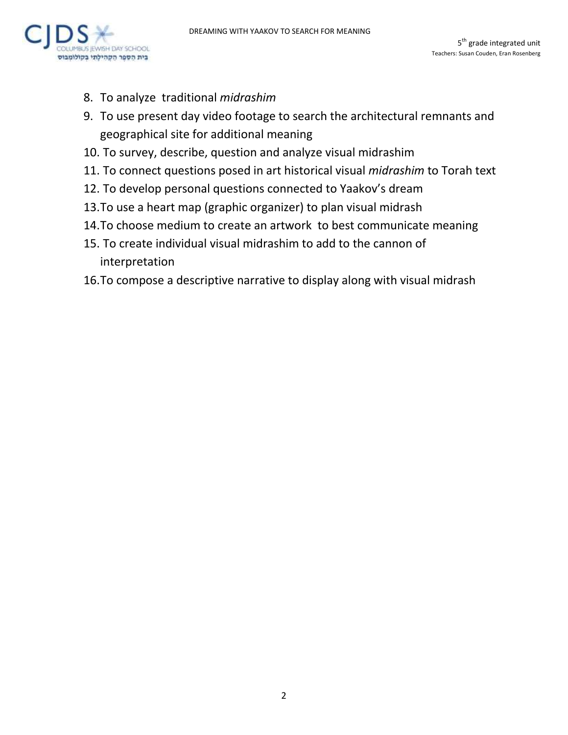8. To analyze traditional *midrashim*
9. To use present day video footage to search the architectural remnants and geographical site for additional meaning
10. To survey, describe, question and analyze visual midrashim
11. To connect questions posed in art historical visual *midrashim* to Torah text
12. To develop personal questions connected to Yaakov's dream
13. To use a heart map (graphic organizer) to plan visual midrash
14. To choose medium to create an artwork to best communicate meaning
15. To create individual visual midrashim to add to the cannon of interpretation
16. To compose a descriptive narrative to display along with visual midrash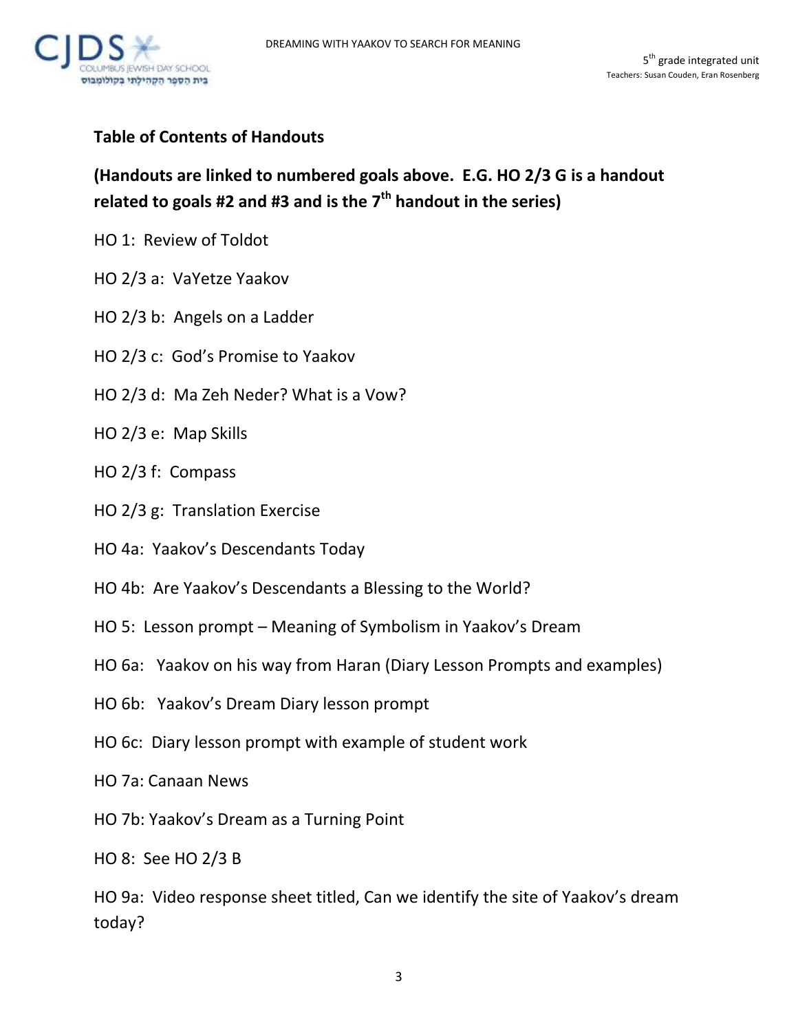**Table of Contents of Handouts**

**(Handouts are linked to numbered goals above. E.G. HO 2/3 G is a handout related to goals #2 and #3 and is the 7th handout in the series)**

HO 1: Review of Toldot

HO 2/3 a: VaYetze Yaakov

HO 2/3 b: Angels on a Ladder

HO 2/3 c: God's Promise to Yaakov

HO 2/3 d: Ma Zeh Neder? What is a Vow?

HO 2/3 e: Map Skills

HO 2/3 f: Compass

HO 2/3 g: Translation Exercise

HO 4a: Yaakov's Descendants Today

HO 4b: Are Yaakov's Descendants a Blessing to the World?

HO 5: Lesson prompt – Meaning of Symbolism in Yaakov's Dream

HO 6a: Yaakov on his way from Haran (Diary Lesson Prompts and examples)

HO 6b: Yaakov's Dream Diary lesson prompt

HO 6c: Diary lesson prompt with example of student work

HO 7a: Canaan News

HO 7b: Yaakov's Dream as a Turning Point

HO 8: See HO 2/3 B

HO 9a: Video response sheet titled, Can we identify the site of Yaakov's dream today?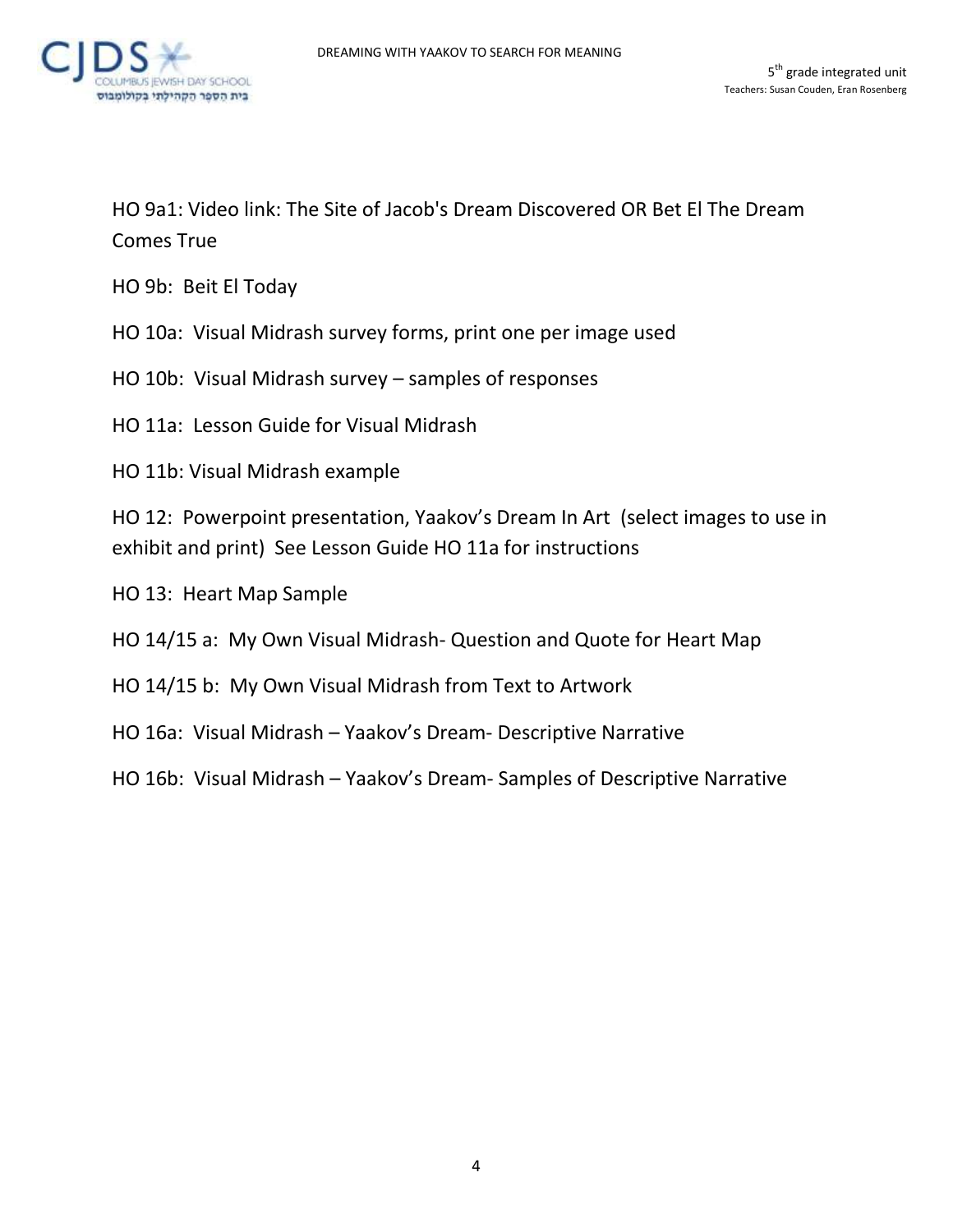HO 9a1: Video link: The Site of Jacob's Dream Discovered OR Bet El The Dream Comes True

HO 9b: Beit El Today

HO 10a: Visual Midrash survey forms, print one per image used

HO 10b: Visual Midrash survey – samples of responses

HO 11a: Lesson Guide for Visual Midrash

HO 11b: Visual Midrash example

HO 12: Powerpoint presentation, Yaakov's Dream In Art (select images to use in exhibit and print) See Lesson Guide HO 11a for instructions

HO 13: Heart Map Sample

HO 14/15 a: My Own Visual Midrash- Question and Quote for Heart Map

HO 14/15 b: My Own Visual Midrash from Text to Artwork

HO 16a: Visual Midrash – Yaakov's Dream- Descriptive Narrative

HO 16b: Visual Midrash – Yaakov's Dream- Samples of Descriptive Narrative